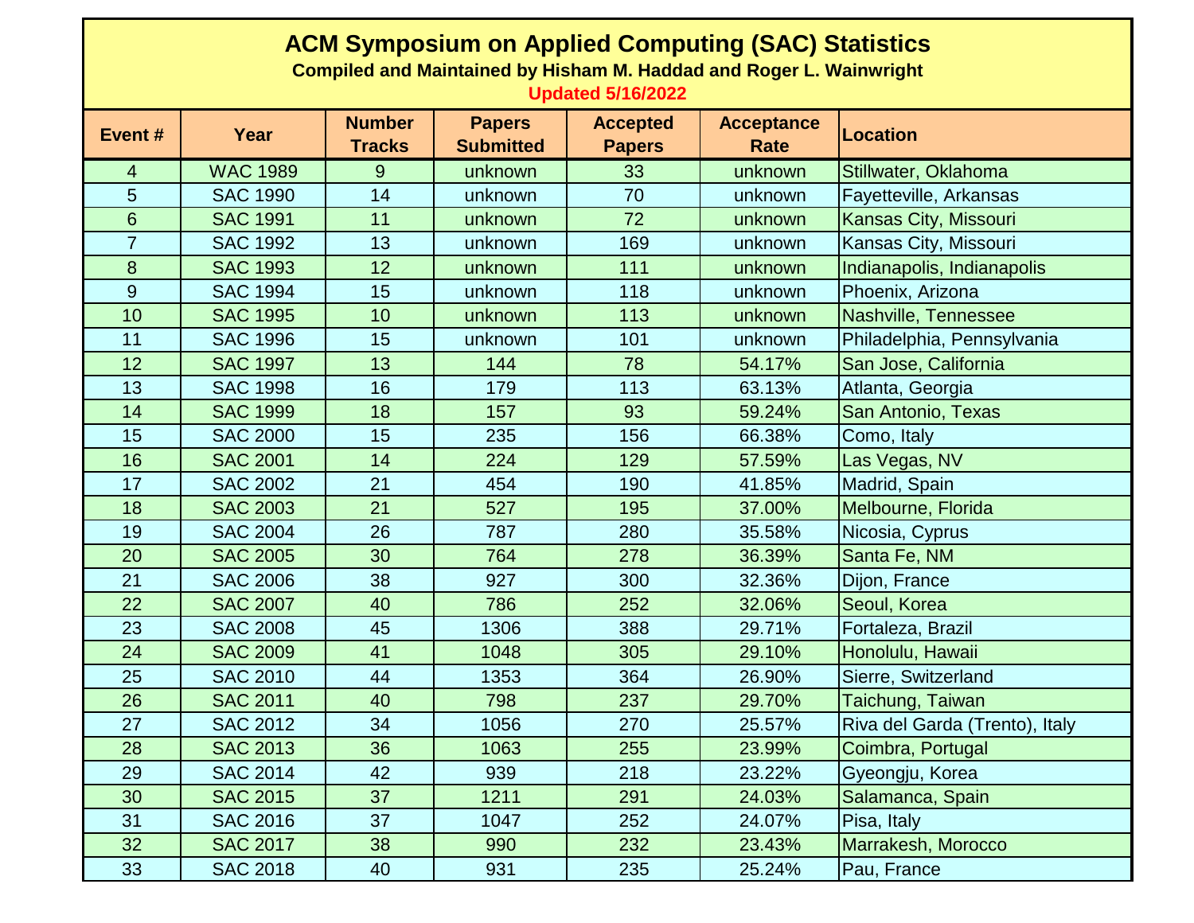# ACM Symposium on Applied Computing (SAC) Statistics

**Compiled and Maintained by Hisham M. Haddad and Roger L. Wainwright**

**Updated 5/16/2022**

| Event # | Year | Number Tracks | Papers Submitted | Accepted Papers | Acceptance Rate | Location |
|---|---|---|---|---|---|---|
| 4 | WAC 1989 | 9 | unknown | 33 | unknown | Stillwater, Oklahoma |
| 5 | SAC 1990 | 14 | unknown | 70 | unknown | Fayetteville, Arkansas |
| 6 | SAC 1991 | 11 | unknown | 72 | unknown | Kansas City, Missouri |
| 7 | SAC 1992 | 13 | unknown | 169 | unknown | Kansas City, Missouri |
| 8 | SAC 1993 | 12 | unknown | 111 | unknown | Indianapolis, Indianapolis |
| 9 | SAC 1994 | 15 | unknown | 118 | unknown | Phoenix, Arizona |
| 10 | SAC 1995 | 10 | unknown | 113 | unknown | Nashville, Tennessee |
| 11 | SAC 1996 | 15 | unknown | 101 | unknown | Philadelphia, Pennsylvania |
| 12 | SAC 1997 | 13 | 144 | 78 | 54.17% | San Jose, California |
| 13 | SAC 1998 | 16 | 179 | 113 | 63.13% | Atlanta, Georgia |
| 14 | SAC 1999 | 18 | 157 | 93 | 59.24% | San Antonio, Texas |
| 15 | SAC 2000 | 15 | 235 | 156 | 66.38% | Como, Italy |
| 16 | SAC 2001 | 14 | 224 | 129 | 57.59% | Las Vegas, NV |
| 17 | SAC 2002 | 21 | 454 | 190 | 41.85% | Madrid, Spain |
| 18 | SAC 2003 | 21 | 527 | 195 | 37.00% | Melbourne, Florida |
| 19 | SAC 2004 | 26 | 787 | 280 | 35.58% | Nicosia, Cyprus |
| 20 | SAC 2005 | 30 | 764 | 278 | 36.39% | Santa Fe, NM |
| 21 | SAC 2006 | 38 | 927 | 300 | 32.36% | Dijon, France |
| 22 | SAC 2007 | 40 | 786 | 252 | 32.06% | Seoul, Korea |
| 23 | SAC 2008 | 45 | 1306 | 388 | 29.71% | Fortaleza, Brazil |
| 24 | SAC 2009 | 41 | 1048 | 305 | 29.10% | Honolulu, Hawaii |
| 25 | SAC 2010 | 44 | 1353 | 364 | 26.90% | Sierre, Switzerland |
| 26 | SAC 2011 | 40 | 798 | 237 | 29.70% | Taichung, Taiwan |
| 27 | SAC 2012 | 34 | 1056 | 270 | 25.57% | Riva del Garda (Trento), Italy |
| 28 | SAC 2013 | 36 | 1063 | 255 | 23.99% | Coimbra, Portugal |
| 29 | SAC 2014 | 42 | 939 | 218 | 23.22% | Gyeongju, Korea |
| 30 | SAC 2015 | 37 | 1211 | 291 | 24.03% | Salamanca, Spain |
| 31 | SAC 2016 | 37 | 1047 | 252 | 24.07% | Pisa, Italy |
| 32 | SAC 2017 | 38 | 990 | 232 | 23.43% | Marrakesh, Morocco |
| 33 | SAC 2018 | 40 | 931 | 235 | 25.24% | Pau, France |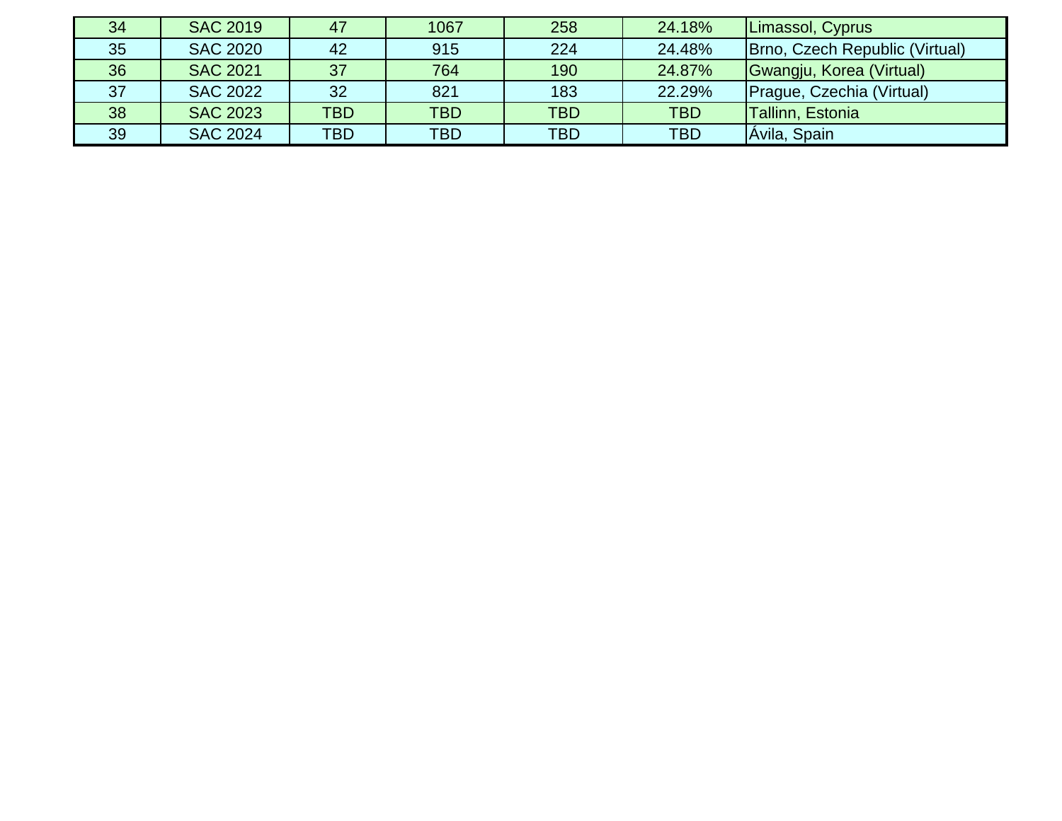| | | | | | | |
|---|---|---|---|---|---|---|
| 34 | SAC 2019 | 47 | 1067 | 258 | 24.18% | Limassol, Cyprus |
| 35 | SAC 2020 | 42 | 915 | 224 | 24.48% | Brno, Czech Republic (Virtual) |
| 36 | SAC 2021 | 37 | 764 | 190 | 24.87% | Gwangju, Korea (Virtual) |
| 37 | SAC 2022 | 32 | 821 | 183 | 22.29% | Prague, Czechia (Virtual) |
| 38 | SAC 2023 | TBD | TBD | TBD | TBD | Tallinn, Estonia |
| 39 | SAC 2024 | TBD | TBD | TBD | TBD | Ávila, Spain |